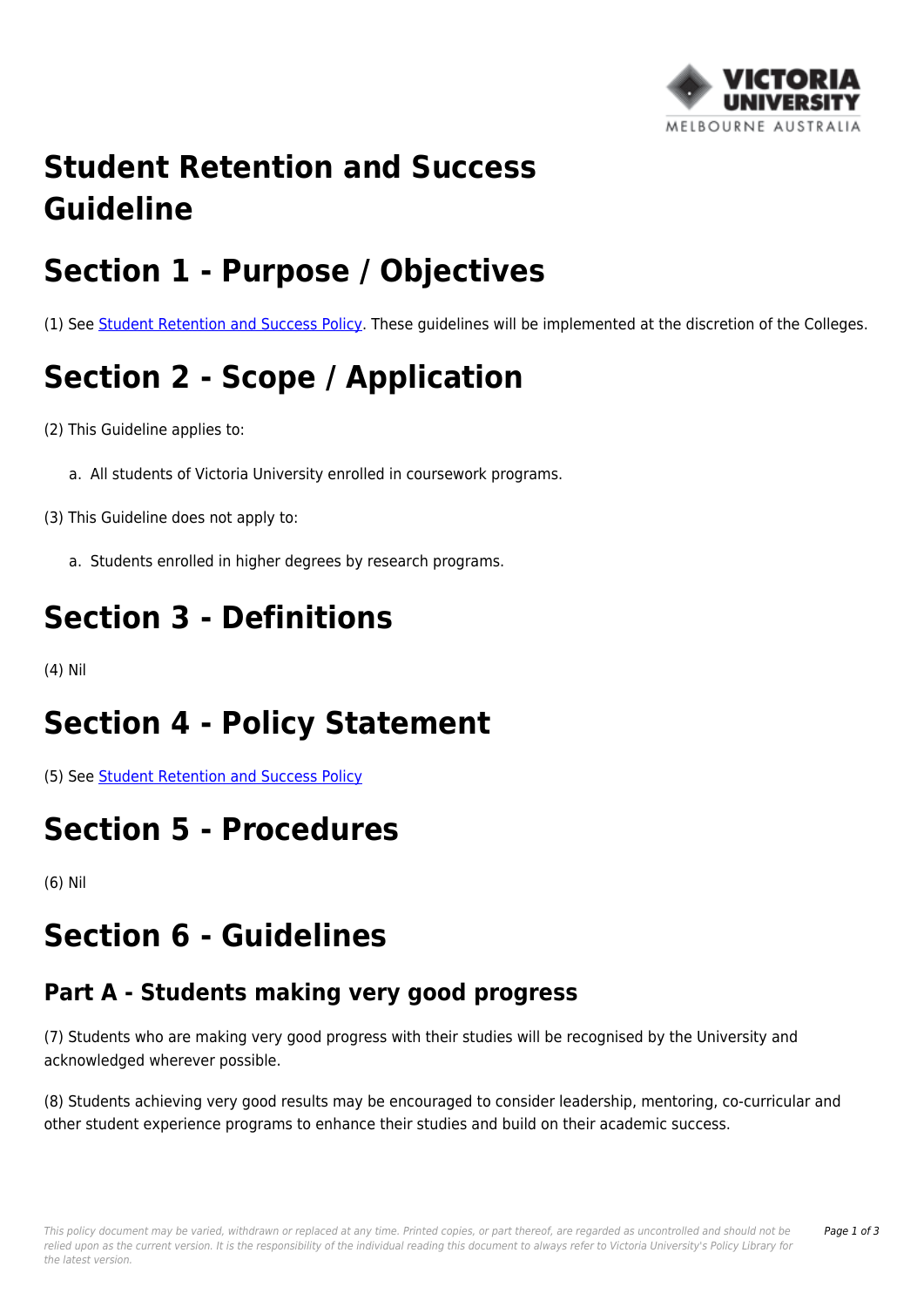# Student Retention and Success Guideline

# Section 1 - Purpose / Objectives

(1) See [Student Retention and Success Policy](). These guidelines will be implemented at the discretion of the Colleges.

# Section 2 - Scope / Application

(2) This Guideline applies to:

a. All students of Victoria University enrolled in coursework programs.

(3) This Guideline does not apply to:

a. Students enrolled in higher degrees by research programs.

# Section 3 - Definitions

(4) Nil

# Section 4 - Policy Statement

(5) See [Student Retention and Success Policy]()

# Section 5 - Procedures

(6) Nil

# Section 6 - Guidelines

## Part A - Students making very good progress

(7) Students who are making very good progress with their studies will be recognised by the University and acknowledged wherever possible.

(8) Students achieving very good results may be encouraged to consider leadership, mentoring, co-curricular and other student experience programs to enhance their studies and build on their academic success.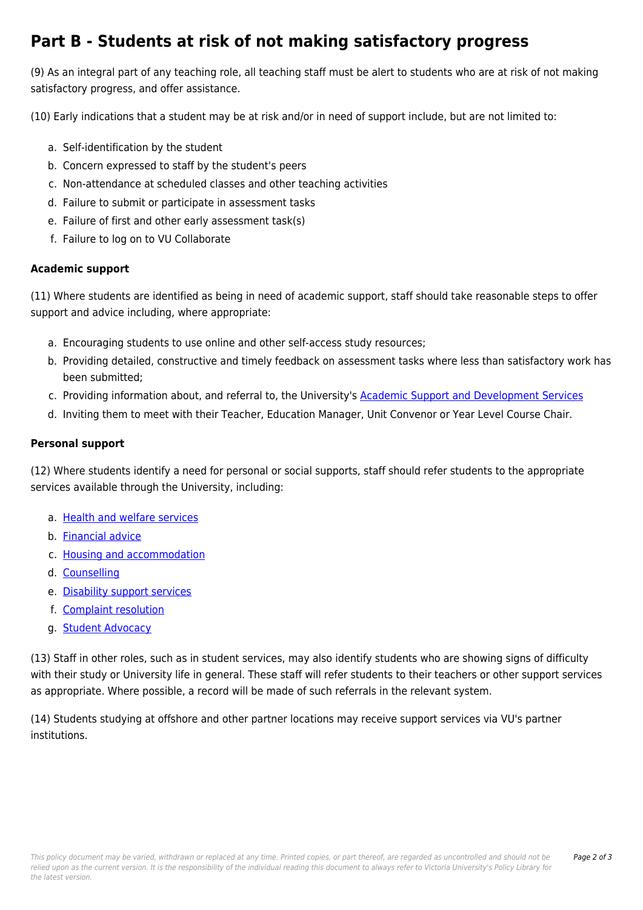# Part B - Students at risk of not making satisfactory progress

(9) As an integral part of any teaching role, all teaching staff must be alert to students who are at risk of not making satisfactory progress, and offer assistance.

(10) Early indications that a student may be at risk and/or in need of support include, but are not limited to:

a. Self-identification by the student
b. Concern expressed to staff by the student's peers
c. Non-attendance at scheduled classes and other teaching activities
d. Failure to submit or participate in assessment tasks
e. Failure of first and other early assessment task(s)
f. Failure to log on to VU Collaborate

### Academic support

(11) Where students are identified as being in need of academic support, staff should take reasonable steps to offer support and advice including, where appropriate:

a. Encouraging students to use online and other self-access study resources;
b. Providing detailed, constructive and timely feedback on assessment tasks where less than satisfactory work has been submitted;
c. Providing information about, and referral to, the University's Academic Support and Development Services
d. Inviting them to meet with their Teacher, Education Manager, Unit Convenor or Year Level Course Chair.

### Personal support

(12) Where students identify a need for personal or social supports, staff should refer students to the appropriate services available through the University, including:

a. Health and welfare services
b. Financial advice
c. Housing and accommodation
d. Counselling
e. Disability support services
f. Complaint resolution
g. Student Advocacy

(13) Staff in other roles, such as in student services, may also identify students who are showing signs of difficulty with their study or University life in general. These staff will refer students to their teachers or other support services as appropriate. Where possible, a record will be made of such referrals in the relevant system.

(14) Students studying at offshore and other partner locations may receive support services via VU's partner institutions.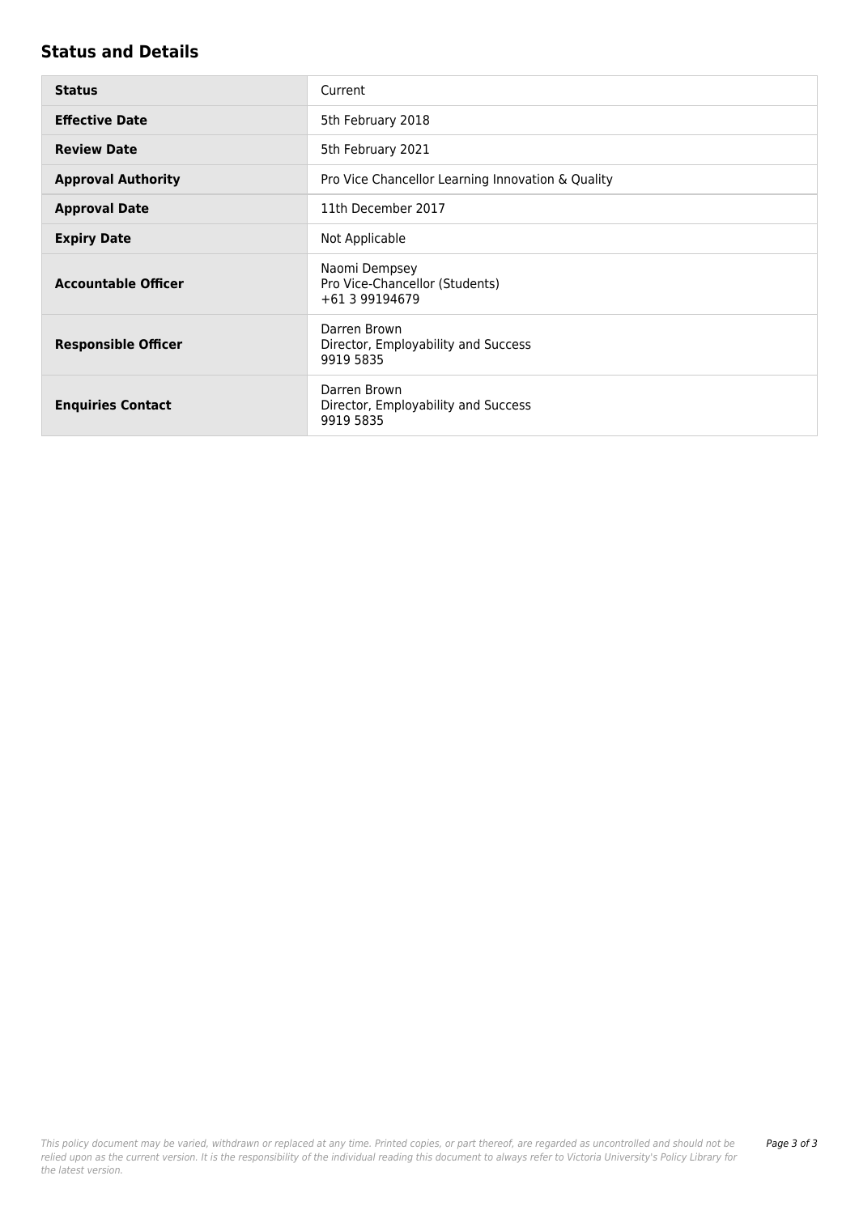## Status and Details

| | |
|---|---|
| **Status** | Current |
| **Effective Date** | 5th February 2018 |
| **Review Date** | 5th February 2021 |
| **Approval Authority** | Pro Vice Chancellor Learning Innovation & Quality |
| **Approval Date** | 11th December 2017 |
| **Expiry Date** | Not Applicable |
| **Accountable Officer** | Naomi Dempsey<br>Pro Vice-Chancellor (Students)<br>+61 3 99194679 |
| **Responsible Officer** | Darren Brown<br>Director, Employability and Success<br>9919 5835 |
| **Enquiries Contact** | Darren Brown<br>Director, Employability and Success<br>9919 5835 |

*This policy document may be varied, withdrawn or replaced at any time. Printed copies, or part thereof, are regarded as uncontrolled and should not be relied upon as the current version. It is the responsibility of the individual reading this document to always refer to Victoria University's Policy Library for the latest version.*